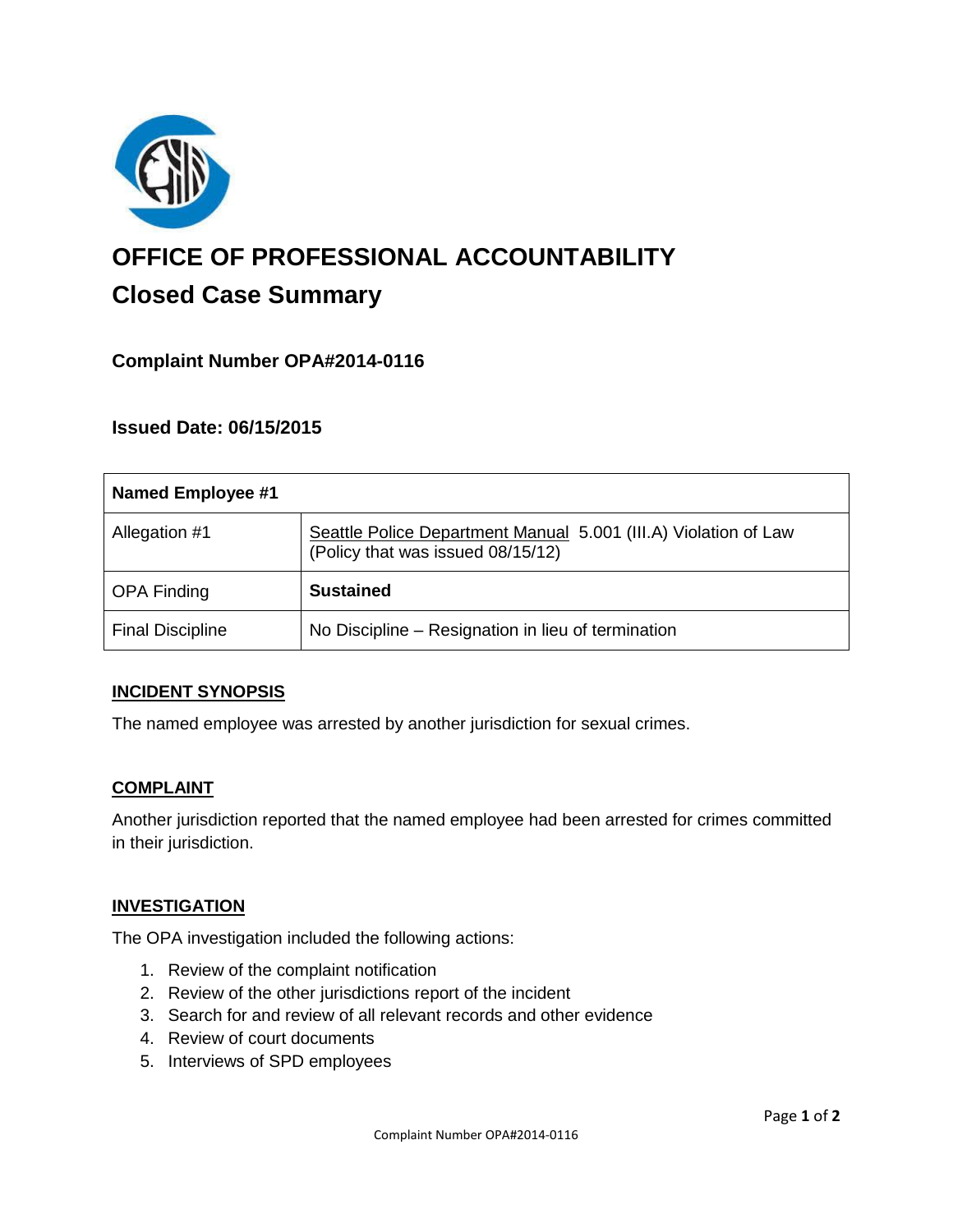# OFFICE OF PROFESSIONAL ACCOUNTABILITY

## Closed Case Summary

### Complaint Number OPA#2014-0116

### Issued Date: 06/15/2015

| Named Employee #1 | |
|---|---|
| Allegation #1 | Seattle Police Department Manual 5.001 (III.A) Violation of Law (Policy that was issued 08/15/12) |
| OPA Finding | **Sustained** |
| Final Discipline | No Discipline – Resignation in lieu of termination |

**INCIDENT SYNOPSIS**

The named employee was arrested by another jurisdiction for sexual crimes.

**COMPLAINT**

Another jurisdiction reported that the named employee had been arrested for crimes committed in their jurisdiction.

**INVESTIGATION**

The OPA investigation included the following actions:

1. Review of the complaint notification
2. Review of the other jurisdictions report of the incident
3. Search for and review of all relevant records and other evidence
4. Review of court documents
5. Interviews of SPD employees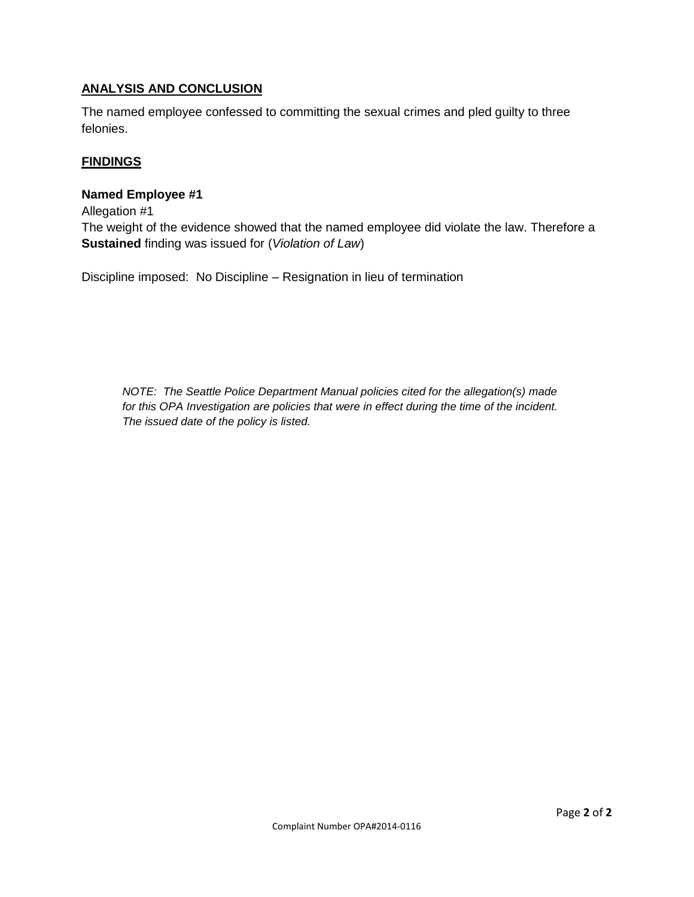## ANALYSIS AND CONCLUSION

The named employee confessed to committing the sexual crimes and pled guilty to three felonies.

## FINDINGS

**Named Employee #1**

Allegation #1

The weight of the evidence showed that the named employee did violate the law. Therefore a **Sustained** finding was issued for (*Violation of Law*)

Discipline imposed: No Discipline – Resignation in lieu of termination

*NOTE: The Seattle Police Department Manual policies cited for the allegation(s) made for this OPA Investigation are policies that were in effect during the time of the incident. The issued date of the policy is listed.*

Complaint Number OPA#2014-0116